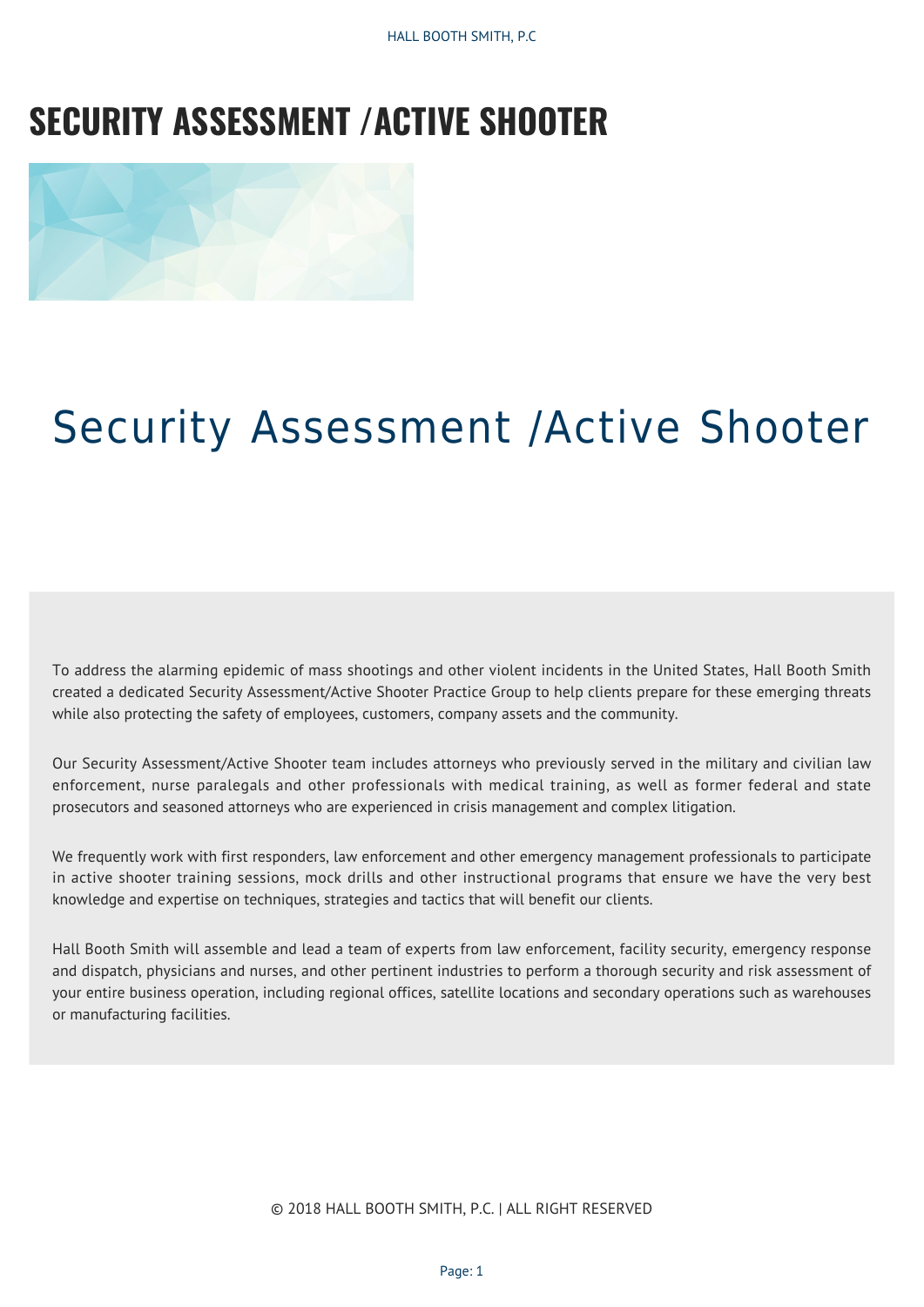# SECURITY ASSESSMENT /ACTIVE SHOOTER

## Security Assessment /Active Shooter

To address the alarming epidemic of mass shootings and other violent incidents in the United States, Hall Booth Smith created a dedicated Security Assessment/Active Shooter Practice Group to help clients prepare for these emerging threats while also protecting the safety of employees, customers, company assets and the community.

Our Security Assessment/Active Shooter team includes attorneys who previously served in the military and civilian law enforcement, nurse paralegals and other professionals with medical training, as well as former federal and state prosecutors and seasoned attorneys who are experienced in crisis management and complex litigation.

We frequently work with first responders, law enforcement and other emergency management professionals to participate in active shooter training sessions, mock drills and other instructional programs that ensure we have the very best knowledge and expertise on techniques, strategies and tactics that will benefit our clients.

Hall Booth Smith will assemble and lead a team of experts from law enforcement, facility security, emergency response and dispatch, physicians and nurses, and other pertinent industries to perform a thorough security and risk assessment of your entire business operation, including regional offices, satellite locations and secondary operations such as warehouses or manufacturing facilities.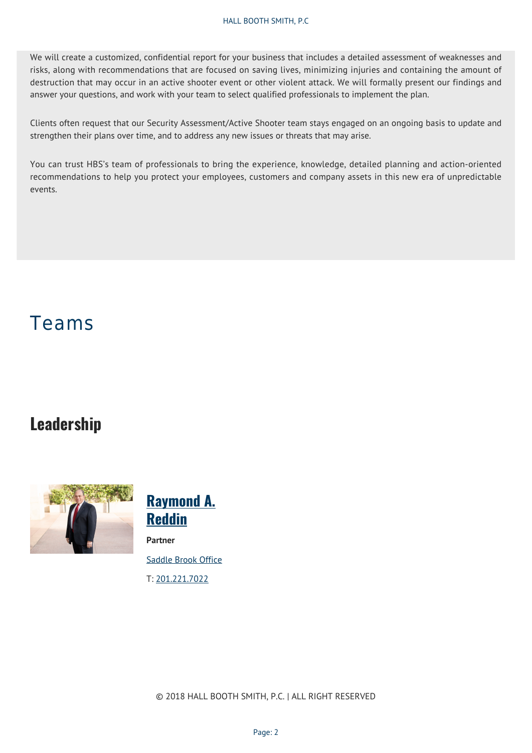We will create a customized, confidential report for your business that includes a detailed assessment of weaknesses and risks, along with recommendations that are focused on saving lives, minimizing injuries and containing the amount of destruction that may occur in an active shooter event or other violent attack. We will formally present our findings and answer your questions, and work with your team to select qualified professionals to implement the plan.

Clients often request that our Security Assessment/Active Shooter team stays engaged on an ongoing basis to update and strengthen their plans over time, and to address any new issues or threats that may arise.

You can trust HBS's team of professionals to bring the experience, knowledge, detailed planning and action-oriented recommendations to help you protect your employees, customers and company assets in this new era of unpredictable events.

# Teams

## Leadership

### Raymond A. Reddin

**Partner**

Saddle Brook Office

T: 201.221.7022

© 2018 HALL BOOTH SMITH, P.C. | ALL RIGHT RESERVED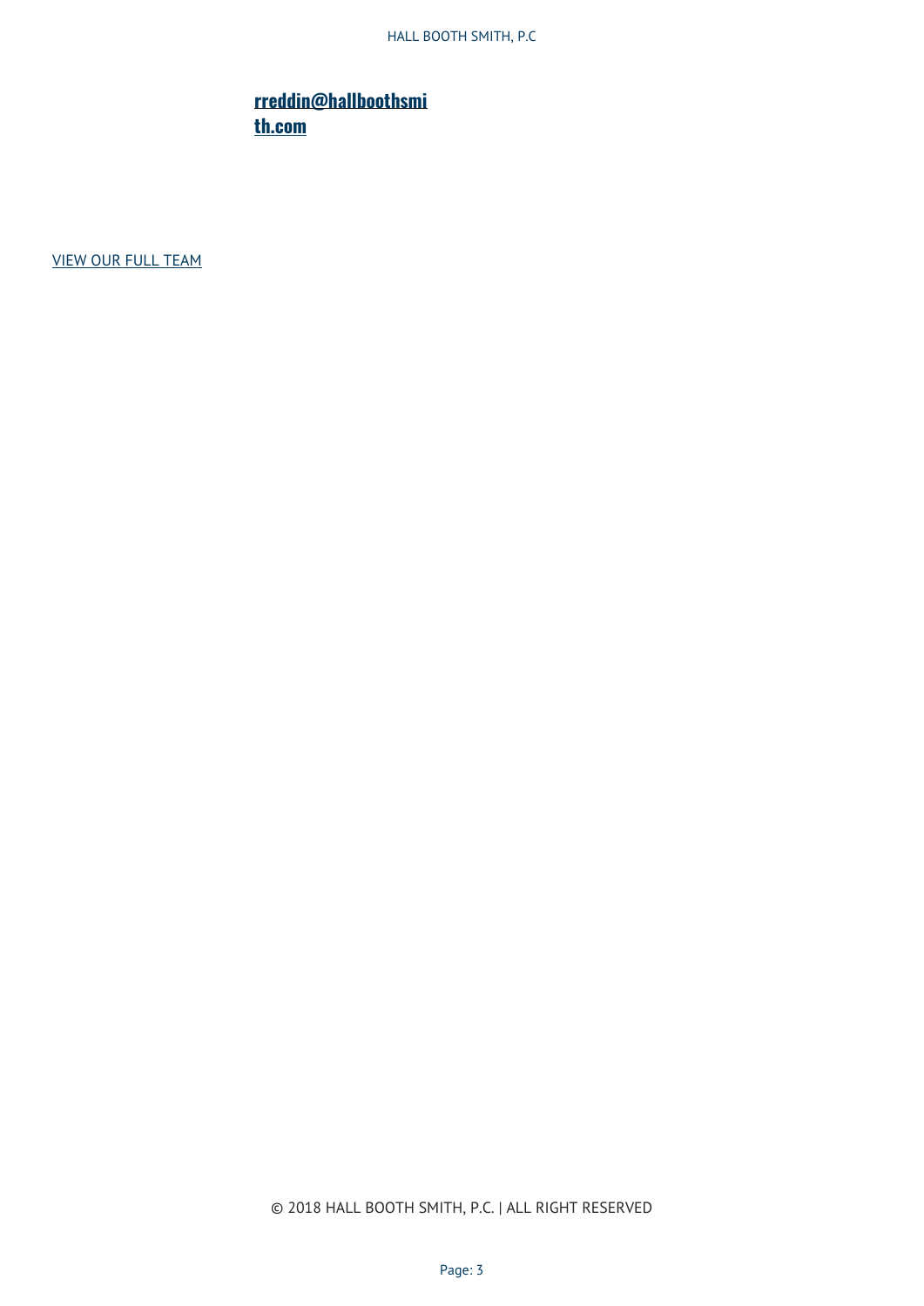**rreddin@hallboothsmith.com**

VIEW OUR FULL TEAM

© 2018 HALL BOOTH SMITH, P.C. | ALL RIGHT RESERVED